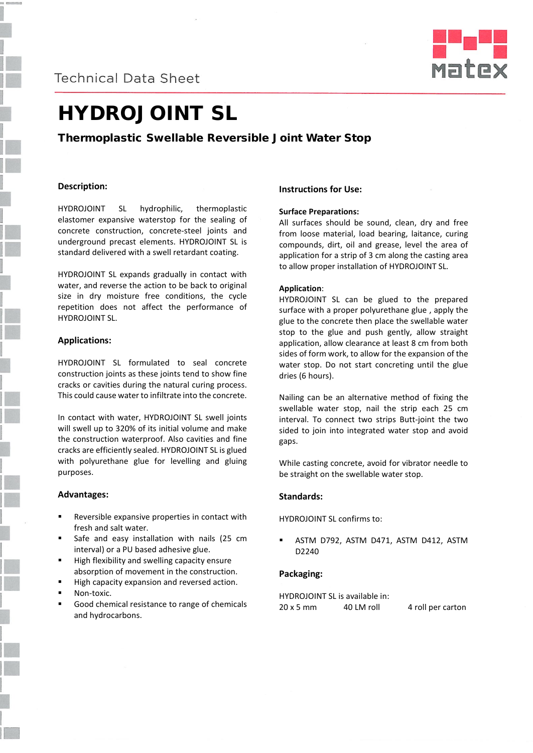Technical Data Sheet

# HYDROJ OINT SL

## Thermoplastic Swellable Reversible J oint Water Stop

### Description:

HYDROJOINT SL hydrophilic, thermoplastic elastomer expansive waterstop for the sealing of concrete construction, concrete-steel joints and underground precast elements. HYDROJOINT SL is standard delivered with a swell retardant coating.

HYDROJOINT SL expands gradually in contact with water, and reverse the action to be back to original size in dry moisture free conditions, the cycle repetition does not affect the performance of HYDROJOINT SL.

### Applications:

HYDROJOINT SL formulated to seal concrete construction joints as these joints tend to show fine cracks or cavities during the natural curing process. This could cause water to infiltrate into the concrete.

In contact with water, HYDROJOINT SL swell joints will swell up to 320% of its initial volume and make the construction waterproof. Also cavities and fine cracks are efficiently sealed. HYDROJOINT SL is glued with polyurethane glue for levelling and gluing purposes.

### Advantages:

- Reversible expansive properties in contact with fresh and salt water.
- Safe and easy installation with nails (25 cm interval) or a PU based adhesive glue.
- High flexibility and swelling capacity ensure absorption of movement in the construction.
- High capacity expansion and reversed action.
- Non-toxic.
- Good chemical resistance to range of chemicals and hydrocarbons.

### Instructions for Use:

**Surface Preparations:**
All surfaces should be sound, clean, dry and free from loose material, load bearing, laitance, curing compounds, dirt, oil and grease, level the area of application for a strip of 3 cm along the casting area to allow proper installation of HYDROJOINT SL.

**Application**:
HYDROJOINT SL can be glued to the prepared surface with a proper polyurethane glue , apply the glue to the concrete then place the swellable water stop to the glue and push gently, allow straight application, allow clearance at least 8 cm from both sides of form work, to allow for the expansion of the water stop. Do not start concreting until the glue dries (6 hours).

Nailing can be an alternative method of fixing the swellable water stop, nail the strip each 25 cm interval. To connect two strips Butt-joint the two sided to join into integrated water stop and avoid gaps.

While casting concrete, avoid for vibrator needle to be straight on the swellable water stop.

### Standards:

HYDROJOINT SL confirms to:

- ASTM D792, ASTM D471, ASTM D412, ASTM D2240

### Packaging:

HYDROJOINT SL is available in:

| 20 x 5 mm | 40 LM roll | 4 roll per carton |
|---|---|---|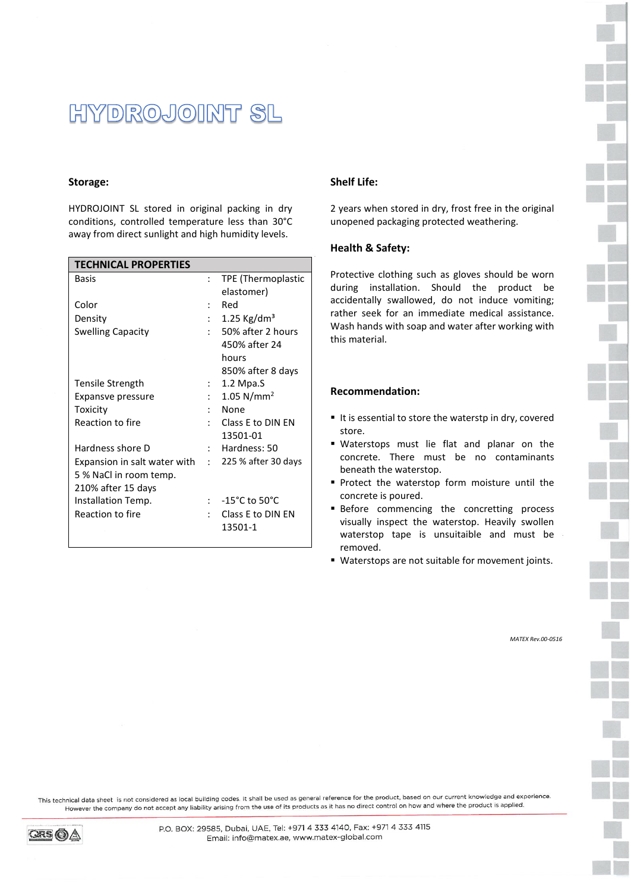# HYDROJOINT SL

### Storage:

HYDROJOINT SL stored in original packing in dry conditions, controlled temperature less than 30°C away from direct sunlight and high humidity levels.

| TECHNICAL PROPERTIES | | |
|---|---|---|
| Basis | : | TPE (Thermoplastic elastomer) |
| Color | : | Red |
| Density | : | 1.25 Kg/dm³ |
| Swelling Capacity | : | 50% after 2 hours<br>450% after 24 hours<br>850% after 8 days |
| Tensile Strength | : | 1.2 Mpa.S |
| Expansve pressure | : | 1.05 N/mm² |
| Toxicity | : | None |
| Reaction to fire | : | Class E to DIN EN 13501-01 |
| Hardness shore D | : | Hardness: 50 |
| Expansion in salt water with 5 % NaCl in room temp. 210% after 15 days | : | 225 % after 30 days |
| Installation Temp. | : | -15°C to 50°C |
| Reaction to fire | : | Class E to DIN EN 13501-1 |

### Shelf Life:

2 years when stored in dry, frost free in the original unopened packaging protected weathering.

### Health & Safety:

Protective clothing such as gloves should be worn during installation. Should the product be accidentally swallowed, do not induce vomiting; rather seek for an immediate medical assistance. Wash hands with soap and water after working with this material.

### Recommendation:

- It is essential to store the waterstp in dry, covered store.
- Waterstops must lie flat and planar on the concrete. There must be no contaminants beneath the waterstop.
- Protect the waterstop form moisture until the concrete is poured.
- Before commencing the concretting process visually inspect the waterstop. Heavily swollen waterstop tape is unsuitable and must be removed.
- Waterstops are not suitable for movement joints.

*MATEX Rev.00-0516*

This technical data sheet is not considered as local building codes. It shall be used as general reference for the product, based on our current knowledge and experience. However the company do not accept any liability arising from the use of its products as it has no direct control on how and where the product is applied.

P.O. BOX: 29585, Dubai, UAE, Tel: +971 4 333 4140, Fax: +971 4 333 4115
Email: info@matex.ae, www.matex-global.com